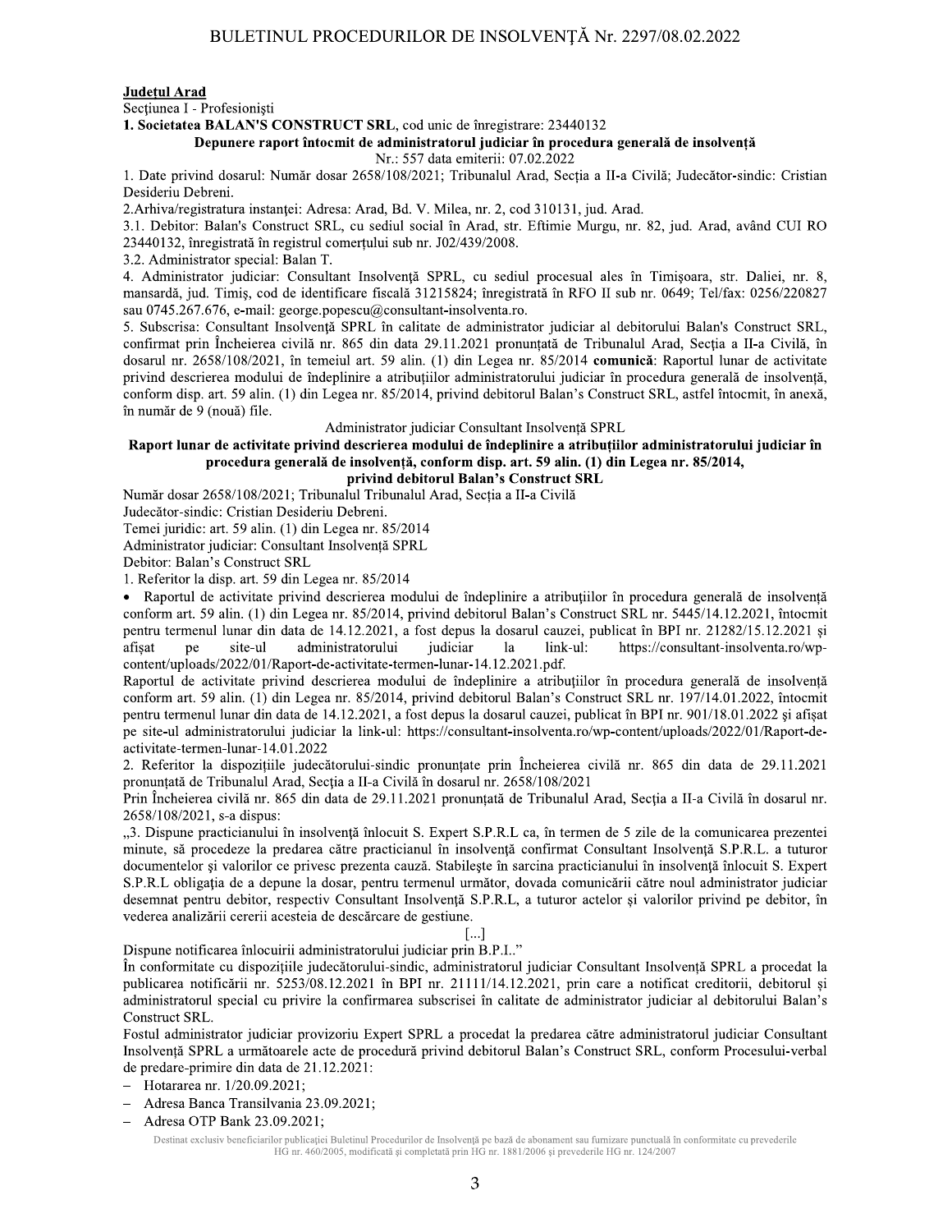**Județul Arad**

Secțiunea I - Profesioniști

**1. Societatea BALAN'S CONSTRUCT SRL**, cod unic de înregistrare: 23440132

**Depunere raport întocmit de administratorul judiciar în procedura generală de insolvență**

Nr.: 557 data emiterii: 07.02.2022

1. Date privind dosarul: Număr dosar 2658/108/2021; Tribunalul Arad, Secția a II-a Civilă; Judecător-sindic: Cristian Desideriu Debreni.

2.Arhiva/registratura instanței: Adresa: Arad, Bd. V. Milea, nr. 2, cod 310131, jud. Arad.

3.1. Debitor: Balan's Construct SRL, cu sediul social în Arad, str. Eftimie Murgu, nr. 82, jud. Arad, având CUI RO 23440132, înregistrată în registrul comerțului sub nr. J02/439/2008.

3.2. Administrator special: Balan T.

4. Administrator judiciar: Consultant Insolvență SPRL, cu sediul procesual ales în Timișoara, str. Daliei, nr. 8, mansardă, jud. Timiș, cod de identificare fiscală 31215824; înregistrată în RFO II sub nr. 0649; Tel/fax: 0256/220827 sau 0745.267.676, e-mail: george.popescu@consultant-insolventa.ro.

5. Subscrisa: Consultant Insolvență SPRL în calitate de administrator judiciar al debitorului Balan's Construct SRL, confirmat prin Încheierea civilă nr. 865 din data 29.11.2021 pronunțată de Tribunalul Arad, Secția a II-a Civilă, în dosarul nr. 2658/108/2021, în temeiul art. 59 alin. (1) din Legea nr. 85/2014 **comunică**: Raportul lunar de activitate privind descrierea modului de îndeplinire a atribuțiilor administratorului judiciar în procedura generală de insolvență, conform disp. art. 59 alin. (1) din Legea nr. 85/2014, privind debitorul Balan's Construct SRL, astfel întocmit, în anexă, în număr de 9 (nouă) file.

Administrator judiciar Consultant Insolvență SPRL

**Raport lunar de activitate privind descrierea modului de îndeplinire a atribuțiilor administratorului judiciar în procedura generală de insolvență, conform disp. art. 59 alin. (1) din Legea nr. 85/2014, privind debitorul Balan's Construct SRL**

Număr dosar 2658/108/2021; Tribunalul Tribunalul Arad, Secția a II-a Civilă

Judecător-sindic: Cristian Desideriu Debreni.

Temei juridic: art. 59 alin. (1) din Legea nr. 85/2014

Administrator judiciar: Consultant Insolvență SPRL

Debitor: Balan's Construct SRL

1. Referitor la disp. art. 59 din Legea nr. 85/2014

- Raportul de activitate privind descrierea modului de îndeplinire a atribuțiilor în procedura generală de insolvență conform art. 59 alin. (1) din Legea nr. 85/2014, privind debitorul Balan's Construct SRL nr. 5445/14.12.2021, întocmit pentru termenul lunar din data de 14.12.2021, a fost depus la dosarul cauzei, publicat în BPI nr. 21282/15.12.2021 și afișat pe site-ul administratorului judiciar la link-ul: https://consultant-insolventa.ro/wp-content/uploads/2022/01/Raport-de-activitate-termen-lunar-14.12.2021.pdf.

Raportul de activitate privind descrierea modului de îndeplinire a atribuțiilor în procedura generală de insolvență conform art. 59 alin. (1) din Legea nr. 85/2014, privind debitorul Balan's Construct SRL nr. 197/14.01.2022, întocmit pentru termenul lunar din data de 14.12.2021, a fost depus la dosarul cauzei, publicat în BPI nr. 901/18.01.2022 și afișat pe site-ul administratorului judiciar la link-ul: https://consultant-insolventa.ro/wp-content/uploads/2022/01/Raport-de-activitate-termen-lunar-14.01.2022

2. Referitor la dispozițiile judecătorului-sindic pronunțate prin Încheierea civilă nr. 865 din data de 29.11.2021 pronunțată de Tribunalul Arad, Secția a II-a Civilă în dosarul nr. 2658/108/2021

Prin Încheierea civilă nr. 865 din data de 29.11.2021 pronunțată de Tribunalul Arad, Secția a II-a Civilă în dosarul nr. 2658/108/2021, s-a dispus:

„3. Dispune practicianului în insolvență înlocuit S. Expert S.P.R.L ca, în termen de 5 zile de la comunicarea prezentei minute, să procedeze la predarea către practicianul în insolvență confirmat Consultant Insolvență S.P.R.L. a tuturor documentelor și valorilor ce privesc prezenta cauză. Stabilește în sarcina practicianului în insolvență înlocuit S. Expert S.P.R.L obligația de a depune la dosar, pentru termenul următor, dovada comunicării către noul administrator judiciar desemnat pentru debitor, respectiv Consultant Insolvență S.P.R.L, a tuturor actelor și valorilor privind pe debitor, în vederea analizării cererii acesteia de descărcare de gestiune.

[...]

Dispune notificarea înlocuirii administratorului judiciar prin B.P.I.."

În conformitate cu dispozițiile judecătorului-sindic, administratorul judiciar Consultant Insolvență SPRL a procedat la publicarea notificării nr. 5253/08.12.2021 în BPI nr. 21111/14.12.2021, prin care a notificat creditorii, debitorul și administratorul special cu privire la confirmarea subscrisei în calitate de administrator judiciar al debitorului Balan's Construct SRL.

Fostul administrator judiciar provizoriu Expert SPRL a procedat la predarea către administratorul judiciar Consultant Insolvență SPRL a următoarele acte de procedură privind debitorul Balan's Construct SRL, conform Procesului-verbal de predare-primire din data de 21.12.2021:

- Hotararea nr. 1/20.09.2021;
- Adresa Banca Transilvania 23.09.2021;
- Adresa OTP Bank 23.09.2021;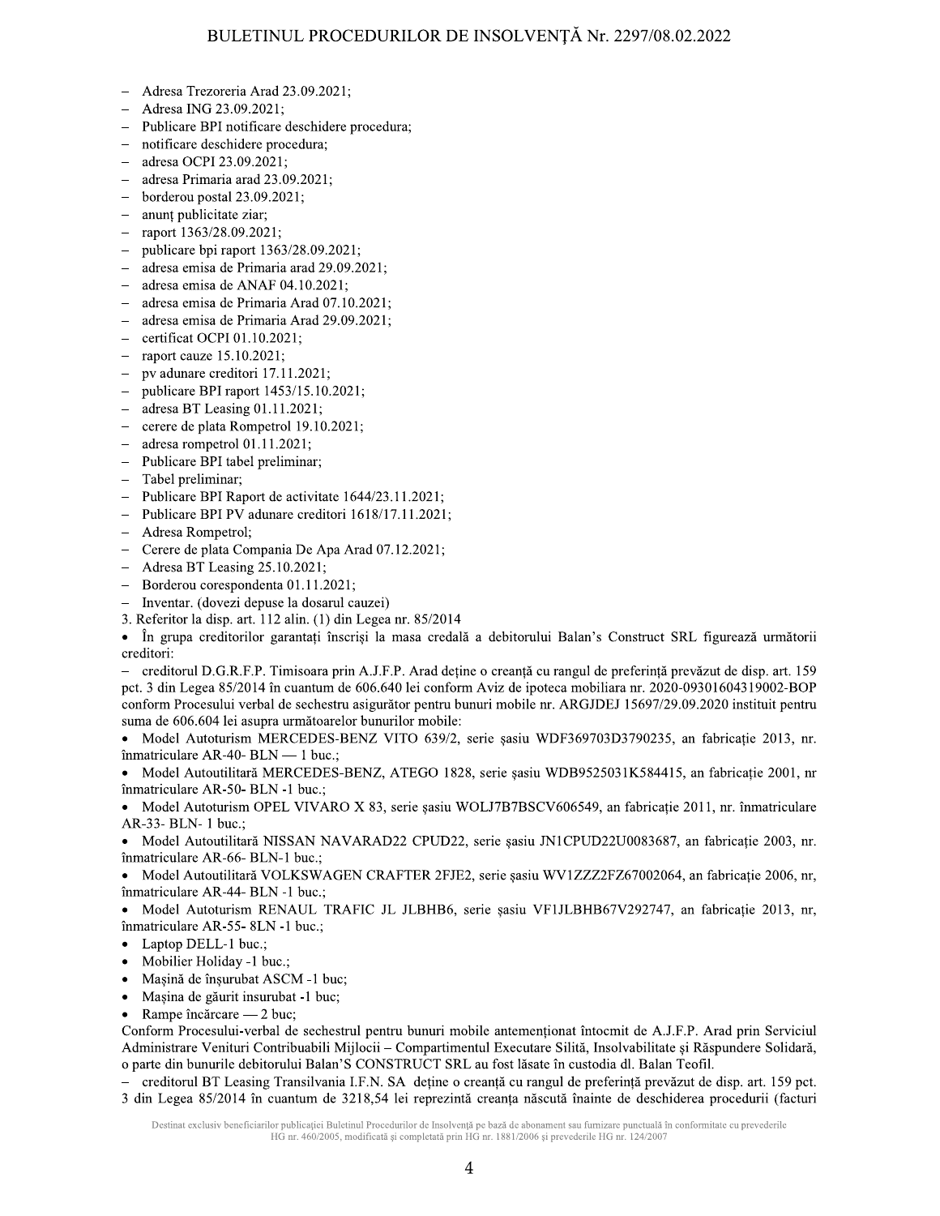- Adresa Trezoreria Arad 23.09.2021;
- Adresa ING 23.09.2021;
- Publicare BPI notificare deschidere procedura;
- notificare deschidere procedura;
- adresa OCPI 23.09.2021;
- adresa Primaria arad 23.09.2021;
- borderou postal 23.09.2021;
- anunț publicitate ziar;
- raport 1363/28.09.2021;
- publicare bpi raport 1363/28.09.2021;
- adresa emisa de Primaria arad 29.09.2021;
- adresa emisa de ANAF 04.10.2021;
- adresa emisa de Primaria Arad 07.10.2021;
- adresa emisa de Primaria Arad 29.09.2021;
- certificat OCPI 01.10.2021;
- raport cauze 15.10.2021;
- pv adunare creditori 17.11.2021;
- publicare BPI raport 1453/15.10.2021;
- adresa BT Leasing 01.11.2021;
- cerere de plata Rompetrol 19.10.2021;
- adresa rompetrol 01.11.2021;
- Publicare BPI tabel preliminar;
- Tabel preliminar;
- Publicare BPI Raport de activitate 1644/23.11.2021;
- Publicare BPI PV adunare creditori 1618/17.11.2021;
- Adresa Rompetrol;
- Cerere de plata Compania De Apa Arad 07.12.2021;
- Adresa BT Leasing 25.10.2021;
- Borderou corespondenta 01.11.2021;
- Inventar. (dovezi depuse la dosarul cauzei)

3. Referitor la disp. art. 112 alin. (1) din Legea nr. 85/2014

- În grupa creditorilor garantați înscriși la masa credală a debitorului Balan's Construct SRL figurează următorii creditori:

- creditorul D.G.R.F.P. Timisoara prin A.J.F.P. Arad deține o creanță cu rangul de preferință prevăzut de disp. art. 159 pct. 3 din Legea 85/2014 în cuantum de 606.640 lei conform Aviz de ipoteca mobiliara nr. 2020-09301604319002-BOP conform Procesului verbal de sechestru asigurător pentru bunuri mobile nr. ARGJDEJ 15697/29.09.2020 instituit pentru suma de 606.604 lei asupra următoarelor bunurilor mobile:

- Model Autoturism MERCEDES-BENZ VITO 639/2, serie șasiu WDF369703D3790235, an fabricație 2013, nr. înmatriculare AR-40- BLN — 1 buc.;
- Model Autoutilitară MERCEDES-BENZ, ATEGO 1828, serie șasiu WDB9525031K584415, an fabricație 2001, nr înmatriculare AR-50- BLN -1 buc.;
- Model Autoturism OPEL VIVARO X 83, serie șasiu WOLJ7B7BSCV606549, an fabricație 2011, nr. înmatriculare AR-33- BLN- 1 buc.;
- Model Autoutilitară NISSAN NAVARAD22 CPUD22, serie șasiu JN1CPUD22U0083687, an fabricație 2003, nr. înmatriculare AR-66- BLN-1 buc.;
- Model Autoutilitară VOLKSWAGEN CRAFTER 2FJE2, serie șasiu WV1ZZZ2FZ67002064, an fabricație 2006, nr, înmatriculare AR-44- BLN -1 buc.;
- Model Autoturism RENAUL TRAFIC JL JLBHB6, serie șasiu VF1JLBHB67V292747, an fabricație 2013, nr, înmatriculare AR-55- 8LN -1 buc.;
- Laptop DELL-1 buc.;
- Mobilier Holiday -1 buc.;
- Mașină de înșurubat ASCM -1 buc;
- Mașina de găurit insurubat -1 buc;
- Rampe încărcare — 2 buc;

Conform Procesului-verbal de sechestrul pentru bunuri mobile antemenționat întocmit de A.J.F.P. Arad prin Serviciul Administrare Venituri Contribuabili Mijlocii – Compartimentul Executare Silită, Insolvabilitate și Răspundere Solidară, o parte din bunurile debitorului Balan'S CONSTRUCT SRL au fost lăsate în custodia dl. Balan Teofil.

- creditorul BT Leasing Transilvania I.F.N. SA deține o creanță cu rangul de preferință prevăzut de disp. art. 159 pct. 3 din Legea 85/2014 în cuantum de 3218,54 lei reprezintă creanța născută înainte de deschiderea procedurii (facturi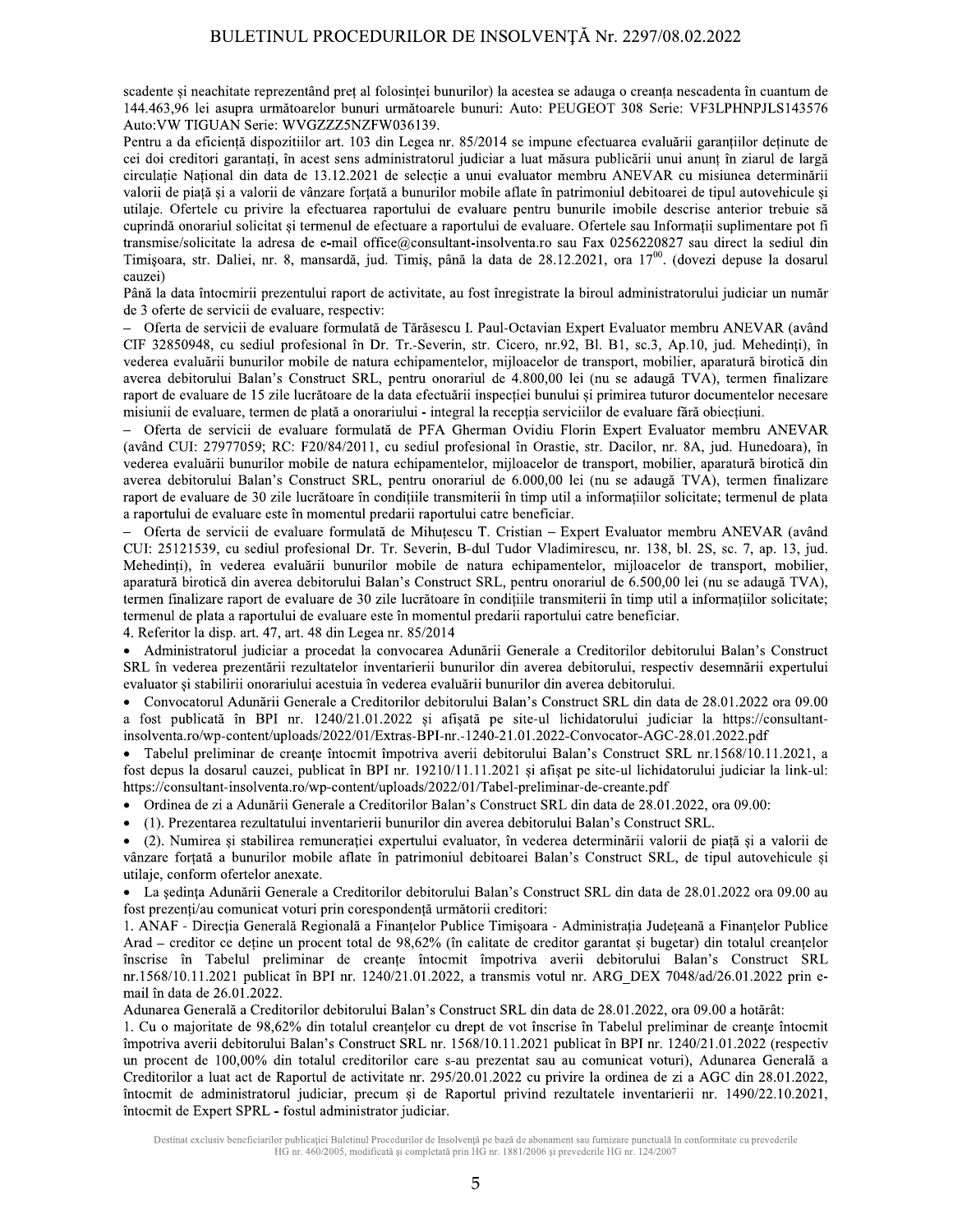scadente și neachitate reprezentând preț al folosinței bunurilor) la acestea se adauga o creanța nescadenta în cuantum de 144.463,96 lei asupra următoarelor bunuri următoarele bunuri: Auto: PEUGEOT 308 Serie: VF3LPHNPJLS143576 Auto:VW TIGUAN Serie: WVGZZZ5NZFW036139.

Pentru a da eficiență dispozițiilor art. 103 din Legea nr. 85/2014 se impune efectuarea evaluării garanțiilor deținute de cei doi creditori garantați, în acest sens administratorul judiciar a luat măsura publicării unui anunț în ziarul de largă circulație Național din data de 13.12.2021 de selecție a unui evaluator membru ANEVAR cu misiunea determinării valorii de piață și a valorii de vânzare forțată a bunurilor mobile aflate în patrimoniul debitoarei de tipul autovehicule și utilaje. Ofertele cu privire la efectuarea raportului de evaluare pentru bunurile imobile descrise anterior trebuie să cuprindă onorariul solicitat și termenul de efectuare a raportului de evaluare. Ofertele sau Informații suplimentare pot fi transmise/solicitate la adresa de e-mail office@consultant-insolventa.ro sau Fax 0256220827 sau direct la sediul din Timișoara, str. Daliei, nr. 8, mansardă, jud. Timiș, până la data de 28.12.2021, ora 17[00]. (dovezi depuse la dosarul cauzei)

Până la data întocmirii prezentului raport de activitate, au fost înregistrate la biroul administratorului judiciar un număr de 3 oferte de servicii de evaluare, respectiv:

– Oferta de servicii de evaluare formulată de Tărăsescu I. Paul-Octavian Expert Evaluator membru ANEVAR (având CIF 32850948, cu sediul profesional în Dr. Tr.-Severin, str. Cicero, nr.92, Bl. B1, sc.3, Ap.10, jud. Mehedinți), în vederea evaluării bunurilor mobile de natura echipamentelor, mijloacelor de transport, mobilier, aparatură birotică din averea debitorului Balan's Construct SRL, pentru onorariul de 4.800,00 lei (nu se adaugă TVA), termen finalizare raport de evaluare de 15 zile lucrătoare de la data efectuării inspecției bunurilor și primirea tuturor documentelor necesare misiunii de evaluare, termen de plată a onorariului - integral la recepția serviciilor de evaluare fără obiecțiuni.

– Oferta de servicii de evaluare formulată de PFA Gherman Ovidiu Florin Expert Evaluator membru ANEVAR (având CUI: 27977059; RC: F20/84/2011, cu sediul profesional în Orastie, str. Dacilor, nr. 8A, jud. Hunedoara), în vederea evaluării bunurilor mobile de natura echipamentelor, mijloacelor de transport, mobilier, aparatură birotică din averea debitorului Balan's Construct SRL, pentru onorariul de 6.000,00 lei (nu se adaugă TVA), termen finalizare raport de evaluare de 30 zile lucrătoare în condițiile transmiterii în timp util a informațiilor solicitate; termenul de plata a raportului de evaluare este în momentul predarii raportului catre beneficiar.

– Oferta de servicii de evaluare formulată de Mihuțescu T. Cristian – Expert Evaluator membru ANEVAR (având CUI: 25121539, cu sediul profesional Dr. Tr. Severin, B-dul Tudor Vladimirescu, nr. 138, bl. 2S, sc. 7, ap. 13, jud. Mehedinți), în vederea evaluării bunurilor mobile de natura echipamentelor, mijloacelor de transport, mobilier, aparatură birotică din averea debitorului Balan's Construct SRL, pentru onorariul de 6.500,00 lei (nu se adaugă TVA), termen finalizare raport de evaluare de 30 zile lucrătoare în condițiile transmiterii în timp util a informațiilor solicitate; termenul de plata a raportului de evaluare este în momentul predarii raportului catre beneficiar.

4. Referitor la disp. art. 47, art. 48 din Legea nr. 85/2014

- Administratorul judiciar a procedat la convocarea Adunării Generale a Creditorilor debitorului Balan's Construct SRL în vederea prezentării rezultatelor inventarierii bunurilor din averea debitorului, respectiv desemnării expertului evaluator și stabilirii onorariului acestuia în vederea evaluării bunurilor din averea debitorului.
- Convocatorul Adunării Generale a Creditorilor debitorului Balan's Construct SRL din data de 28.01.2022 ora 09.00 a fost publicată în BPI nr. 1240/21.01.2022 și afișată pe site-ul lichidatorului judiciar la https://consultant-insolventa.ro/wp-content/uploads/2022/01/Extras-BPI-nr.-1240-21.01.2022-Convocator-AGC-28.01.2022.pdf
- Tabelul preliminar de creanțe întocmit împotriva averii debitorului Balan's Construct SRL nr.1568/10.11.2021, a fost depus la dosarul cauzei, publicat în BPI nr. 19210/11.11.2021 și afișat pe site-ul lichidatorului judiciar la link-ul: https://consultant-insolventa.ro/wp-content/uploads/2022/01/Tabel-preliminar-de-creante.pdf
- Ordinea de zi a Adunării Generale a Creditorilor Balan's Construct SRL din data de 28.01.2022, ora 09.00:
- (1). Prezentarea rezultatului inventarierii bunurilor din averea debitorului Balan's Construct SRL.
- (2). Numirea și stabilirea remunerației expertului evaluator, în vederea determinării valorii de piață și a valorii de vânzare forțată a bunurilor mobile aflate în patrimoniul debitoarei Balan's Construct SRL, de tipul autovehicule și utilaje, conform ofertelor anexate.
- La ședința Adunării Generale a Creditorilor debitorului Balan's Construct SRL din data de 28.01.2022 ora 09.00 au fost prezenți/au comunicat voturi prin corespondență următorii creditori:

1. ANAF - Direcția Generală Regională a Finanțelor Publice Timișoara - Administrația Județeană a Finanțelor Publice Arad – creditor ce deține un procent total de 98,62% (în calitate de creditor garantat și bugetar) din totalul creanțelor înscrise în Tabelul preliminar de creanțe întocmit împotriva averii debitorului Balan's Construct SRL nr.1568/10.11.2021 publicat în BPI nr. 1240/21.01.2022, a transmis votul nr. ARG_DEX 7048/ad/26.01.2022 prin e-mail în data de 26.01.2022.

Adunarea Generală a Creditorilor debitorului Balan's Construct SRL din data de 28.01.2022, ora 09.00 a hotărât:

1. Cu o majoritate de 98,62% din totalul creanțelor cu drept de vot înscrise în Tabelul preliminar de creanțe întocmit împotriva averii debitorului Balan's Construct SRL nr. 1568/10.11.2021 publicat în BPI nr. 1240/21.01.2022 (respectiv un procent de 100,00% din totalul creditorilor care s-au prezentat sau au comunicat voturi), Adunarea Generală a Creditorilor a luat act de Raportul de activitate nr. 295/20.01.2022 cu privire la ordinea de zi a AGC din 28.01.2022, întocmit de administratorul judiciar, precum și de Raportul privind rezultatele inventarierii nr. 1490/22.10.2021, întocmit de Expert SPRL - fostul administrator judiciar.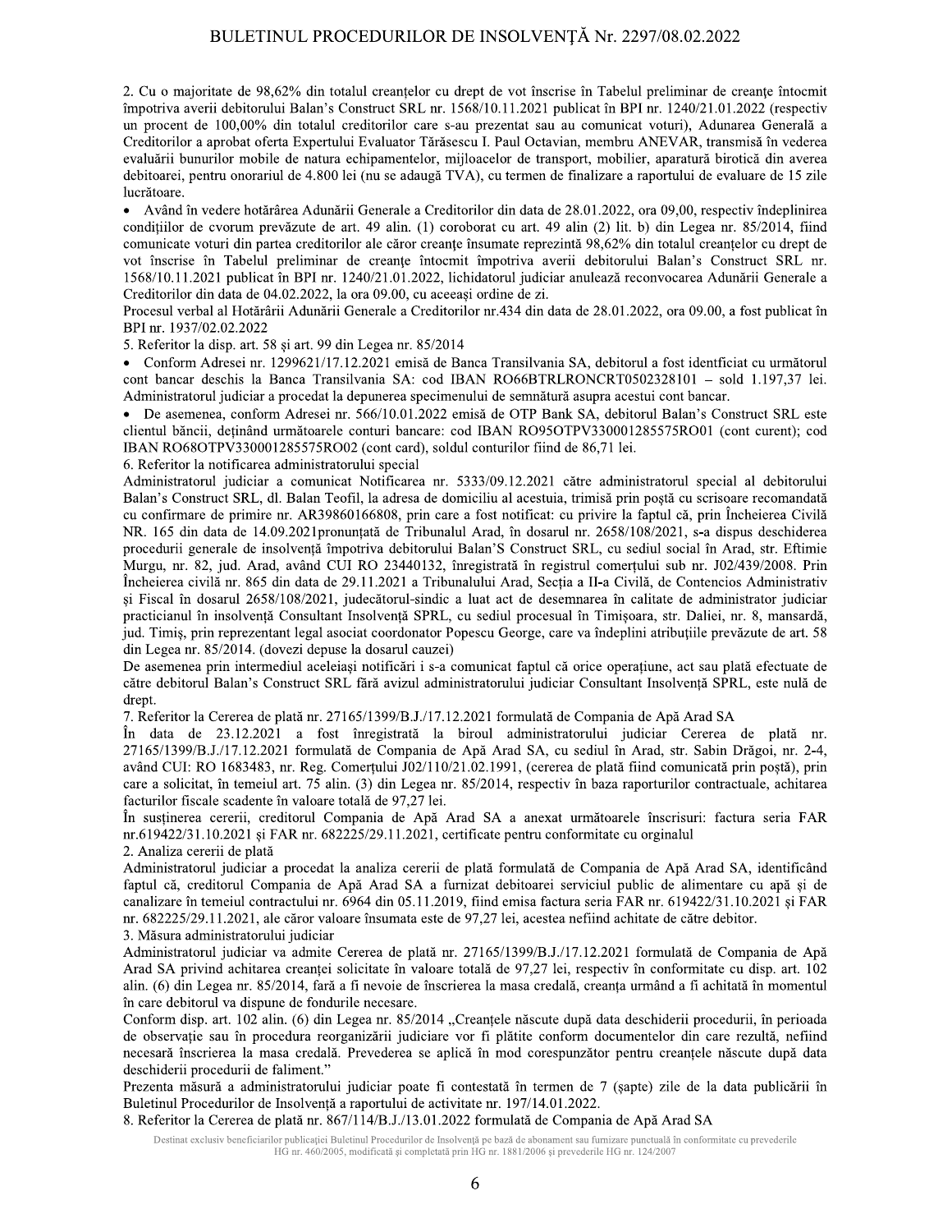2. Cu o majoritate de 98,62% din totalul creanțelor cu drept de vot înscrise în Tabelul preliminar de creanțe întocmit împotriva averii debitorului Balan's Construct SRL nr. 1568/10.11.2021 publicat în BPI nr. 1240/21.01.2022 (respectiv un procent de 100,00% din totalul creditorilor care s-au prezentat sau au comunicat voturi), Adunarea Generală a Creditorilor a aprobat oferta Expertului Evaluator Tărăsescu I. Paul Octavian, membru ANEVAR, transmisă în vederea evaluării bunurilor mobile de natura echipamentelor, mijloacelor de transport, mobilier, aparatură birotică din averea debitoarei, pentru onorariul de 4.800 lei (nu se adaugă TVA), cu termen de finalizare a raportului de evaluare de 15 zile lucrătoare.

- Având în vedere hotărârea Adunării Generale a Creditorilor din data de 28.01.2022, ora 09,00, respectiv îndeplinirea condițiilor de cvorum prevăzute de art. 49 alin. (1) coroborat cu art. 49 alin (2) lit. b) din Legea nr. 85/2014, fiind comunicate voturi din partea creditorilor ale căror creanțe însumate reprezintă 98,62% din totalul creanțelor cu drept de vot înscrise în Tabelul preliminar de creanțe întocmit împotriva averii debitorului Balan's Construct SRL nr. 1568/10.11.2021 publicat în BPI nr. 1240/21.01.2022, lichidatorul judiciar anulează reconvocarea Adunării Generale a Creditorilor din data de 04.02.2022, la ora 09.00, cu aceeași ordine de zi.

Procesul verbal al Hotărârii Adunării Generale a Creditorilor nr.434 din data de 28.01.2022, ora 09.00, a fost publicat în BPI nr. 1937/02.02.2022

5. Referitor la disp. art. 58 și art. 99 din Legea nr. 85/2014

- Conform Adresei nr. 1299621/17.12.2021 emisă de Banca Transilvania SA, debitorul a fost identficiat cu următorul cont bancar deschis la Banca Transilvania SA: cod IBAN RO66BTRLRONCRT0502328101 – sold 1.197,37 lei. Administratorul judiciar a procedat la depunerea specimenului de semnătură asupra acestui cont bancar.
- De asemenea, conform Adresei nr. 566/10.01.2022 emisă de OTP Bank SA, debitorul Balan's Construct SRL este clientul băncii, deținând următoarele conturi bancare: cod IBAN RO95OTPV330001285575RO01 (cont curent); cod IBAN RO68OTPV330001285575RO02 (cont card), soldul conturilor fiind de 86,71 lei.

6. Referitor la notificarea administratorului special

Administratorul judiciar a comunicat Notificarea nr. 5333/09.12.2021 către administratorul special al debitorului Balan's Construct SRL, dl. Balan Teofil, la adresa de domiciliu al acestuia, trimisă prin poștă cu scrisoare recomandată cu confirmare de primire nr. AR39860166808, prin care a fost notificat: cu privire la faptul că, prin Încheierea Civilă NR. 165 din data de 14.09.2021pronunțată de Tribunalul Arad, în dosarul nr. 2658/108/2021, s-a dispus deschiderea procedurii generale de insolvență împotriva debitorului Balan'S Construct SRL, cu sediul social în Arad, str. Eftimie Murgu, nr. 82, jud. Arad, având CUI RO 23440132, înregistrată în registrul comerțului sub nr. J02/439/2008. Prin Încheierea civilă nr. 865 din data de 29.11.2021 a Tribunalului Arad, Secția a II-a Civilă, de Contencios Administrativ și Fiscal în dosarul 2658/108/2021, judecătorul-sindic a luat act de desemnarea în calitate de administrator judiciar practicianul în insolvență Consultant Insolvență SPRL, cu sediul procesual în Timișoara, str. Daliei, nr. 8, mansardă, jud. Timiș, prin reprezentant legal asociat coordonator Popescu George, care va îndeplini atribuțiile prevăzute de art. 58 din Legea nr. 85/2014. (dovezi depuse la dosarul cauzei)

De asemenea prin intermediul aceleiași notificări i s-a comunicat faptul că orice operațiune, act sau plată efectuate de către debitorul Balan's Construct SRL fără avizul administratorului judiciar Consultant Insolvență SPRL, este nulă de drept.

7. Referitor la Cererea de plată nr. 27165/1399/B.J./17.12.2021 formulată de Compania de Apă Arad SA

În data de 23.12.2021 a fost înregistrată la biroul administratorului judiciar Cererea de plată nr. 27165/1399/B.J./17.12.2021 formulată de Compania de Apă Arad SA, cu sediul în Arad, str. Sabin Drăgoi, nr. 2-4, având CUI: RO 1683483, nr. Reg. Comerțului J02/110/21.02.1991, (cererea de plată fiind comunicată prin poștă), prin care a solicitat, în temeiul art. 75 alin. (3) din Legea nr. 85/2014, respectiv în baza raporturilor contractuale, achitarea facturilor fiscale scadente în valoare totală de 97,27 lei.

În susținerea cererii, creditorul Compania de Apă Arad SA a anexat următoarele înscrisuri: factura seria FAR nr.619422/31.10.2021 și FAR nr. 682225/29.11.2021, certificate pentru conformitate cu orginalul

2. Analiza cererii de plată

Administratorul judiciar a procedat la analiza cererii de plată formulată de Compania de Apă Arad SA, identificând faptul că, creditorul Compania de Apă Arad SA a furnizat debitoarei serviciul public de alimentare cu apă și de canalizare în temeiul contractului nr. 6964 din 05.11.2019, fiind emisa factura seria FAR nr. 619422/31.10.2021 și FAR nr. 682225/29.11.2021, ale căror valoare însumată este de 97,27 lei, acestea nefiind achitate de către debitor.

3. Măsura administratorului judiciar

Administratorul judiciar va admite Cererea de plată nr. 27165/1399/B.J./17.12.2021 formulată de Compania de Apă Arad SA privind achitarea creanței solicitate în valoare totală de 97,27 lei, respectiv în conformitate cu disp. art. 102 alin. (6) din Legea nr. 85/2014, fără a fi nevoie de înscrierea la masa credală, creanța urmând a fi achitată în momentul în care debitorul va dispune de fondurile necesare.

Conform disp. art. 102 alin. (6) din Legea nr. 85/2014 „Creanțele născute după data deschiderii procedurii, în perioada de observație sau în procedura reorganizării judiciare vor fi plătite conform documentelor din care rezultă, nefiind necesară înscrierea la masa credală. Prevederea se aplică în mod corespunzător pentru creanțele născute după data deschiderii procedurii de faliment."

Prezenta măsură a administratorului judiciar poate fi contestată în termen de 7 (șapte) zile de la data publicării în Buletinul Procedurilor de Insolvență a raportului de activitate nr. 197/14.01.2022.

8. Referitor la Cererea de plată nr. 867/114/B.J./13.01.2022 formulată de Compania de Apă Arad SA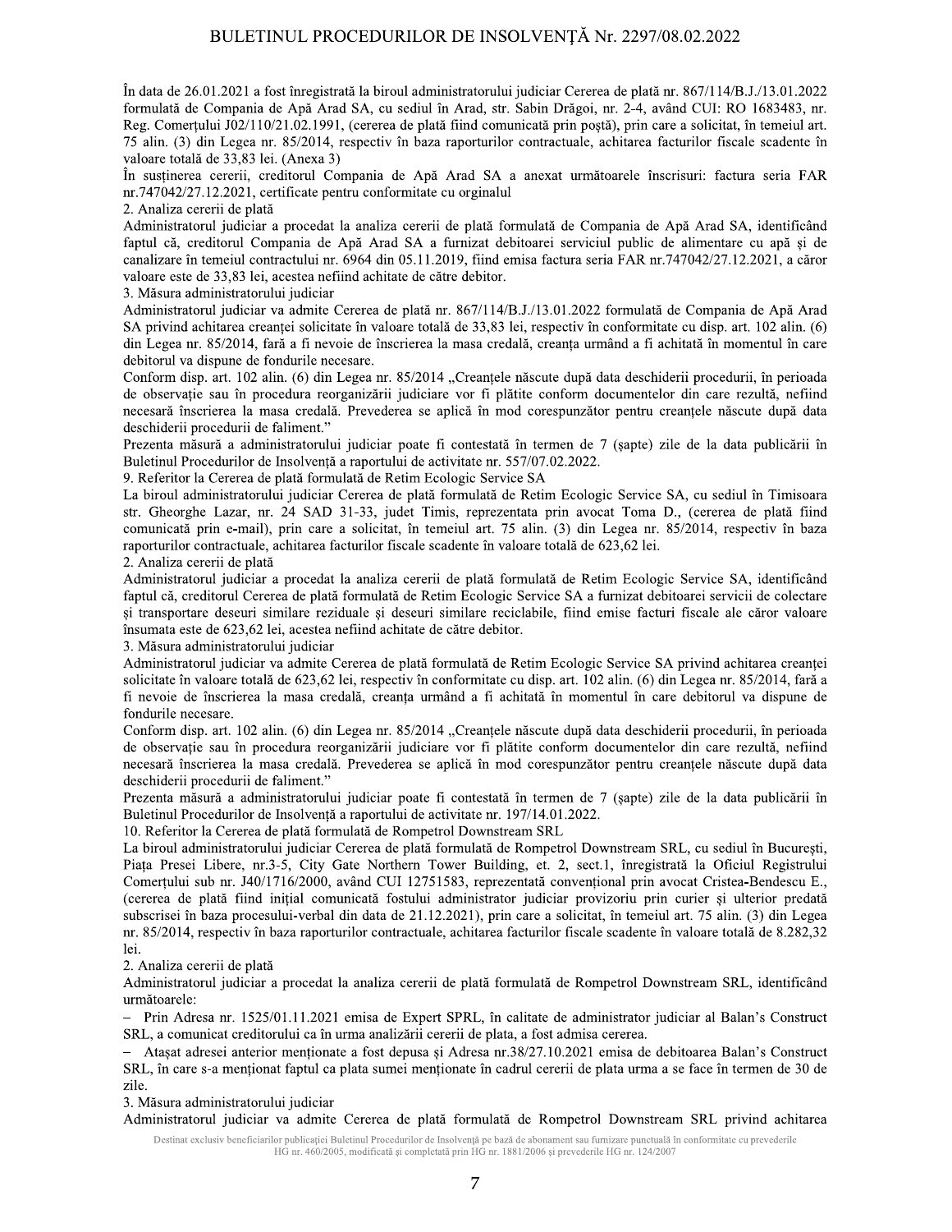În data de 26.01.2021 a fost înregistrată la biroul administratorului judiciar Cererea de plată nr. 867/114/B.J./13.01.2022 formulată de Compania de Apă Arad SA, cu sediul în Arad, str. Sabin Drăgoi, nr. 2-4, având CUI: RO 1683483, nr. Reg. Comerțului J02/110/21.02.1991, (cererea de plată fiind comunicată prin poștă), prin care a solicitat, în temeiul art. 75 alin. (3) din Legea nr. 85/2014, respectiv în baza raporturilor contractuale, achitarea facturilor fiscale scadente în valoare totală de 33,83 lei. (Anexa 3)

În susținerea cererii, creditorul Compania de Apă Arad SA a anexat următoarele înscrisuri: factura seria FAR nr.747042/27.12.2021, certificate pentru conformitate cu orginalul

2. Analiza cererii de plată

Administratorul judiciar a procedat la analiza cererii de plată formulată de Compania de Apă Arad SA, identificând faptul că, creditorul Compania de Apă Arad SA a furnizat debitoarei serviciul public de alimentare cu apă și de canalizare în temeiul contractului nr. 6964 din 05.11.2019, fiind emisa factura seria FAR nr.747042/27.12.2021, a căror valoare este de 33,83 lei, acestea nefiind achitate de către debitor.

3. Măsura administratorului judiciar

Administratorul judiciar va admite Cererea de plată nr. 867/114/B.J./13.01.2022 formulată de Compania de Apă Arad SA privind achitarea creanței solicitate în valoare totală de 33,83 lei, respectiv în conformitate cu disp. art. 102 alin. (6) din Legea nr. 85/2014, fără a fi nevoie de înscrierea la masa credală, creanța urmând a fi achitată în momentul în care debitorul va dispune de fondurile necesare.

Conform disp. art. 102 alin. (6) din Legea nr. 85/2014 „Creanțele născute după data deschiderii procedurii, în perioada de observație sau în procedura reorganizării judiciare vor fi plătite conform documentelor din care rezultă, nefiind necesară înscrierea la masa credală. Prevederea se aplică în mod corespunzător pentru creanțele născute după data deschiderii procedurii de faliment."

Prezenta măsură a administratorului judiciar poate fi contestată în termen de 7 (șapte) zile de la data publicării în Buletinul Procedurilor de Insolvență a raportului de activitate nr. 557/07.02.2022.

9. Referitor la Cererea de plată formulată de Retim Ecologic Service SA

La biroul administratorului judiciar Cererea de plată formulată de Retim Ecologic Service SA, cu sediul în Timisoara str. Gheorghe Lazar, nr. 24 SAD 31-33, judet Timis, reprezentata prin avocat Toma D., (cererea de plată fiind comunicată prin e-mail), prin care a solicitat, în temeiul art. 75 alin. (3) din Legea nr. 85/2014, respectiv în baza raporturilor contractuale, achitarea facturilor fiscale scadente în valoare totală de 623,62 lei.

2. Analiza cererii de plată

Administratorul judiciar a procedat la analiza cererii de plată formulată de Retim Ecologic Service SA, identificând faptul că, creditorul Cererea de plată formulată de Retim Ecologic Service SA a furnizat debitoarei servicii de colectare și transportare deseuri similare reziduale și deseuri similare reciclabile, fiind emise facturi fiscale ale căror valoare însumata este de 623,62 lei, acestea nefiind achitate de către debitor.

3. Măsura administratorului judiciar

Administratorul judiciar va admite Cererea de plată formulată de Retim Ecologic Service SA privind achitarea creanței solicitate în valoare totală de 623,62 lei, respectiv în conformitate cu disp. art. 102 alin. (6) din Legea nr. 85/2014, fără a fi nevoie de înscrierea la masa credală, creanța urmând a fi achitată în momentul în care debitorul va dispune de fondurile necesare.

Conform disp. art. 102 alin. (6) din Legea nr. 85/2014 „Creanțele născute după data deschiderii procedurii, în perioada de observație sau în procedura reorganizării judiciare vor fi plătite conform documentelor din care rezultă, nefiind necesară înscrierea la masa credală. Prevederea se aplică în mod corespunzător pentru creanțele născute după data deschiderii procedurii de faliment."

Prezenta măsură a administratorului judiciar poate fi contestată în termen de 7 (șapte) zile de la data publicării în Buletinul Procedurilor de Insolvență a raportului de activitate nr. 197/14.01.2022.

10. Referitor la Cererea de plată formulată de Rompetrol Downstream SRL

La biroul administratorului judiciar Cererea de plată formulată de Rompetrol Downstream SRL, cu sediul în București, Piața Presei Libere, nr.3-5, City Gate Northern Tower Building, et. 2, sect.1, înregistrată la Oficiul Registrului Comerțului sub nr. J40/1716/2000, având CUI 12751583, reprezentată convențional prin avocat Cristea-Bendescu E., (cererea de plată fiind inițial comunicată fostului administrator judiciar provizoriu prin curier și ulterior predată subscrisei în baza procesului-verbal din data de 21.12.2021), prin care a solicitat, în temeiul art. 75 alin. (3) din Legea nr. 85/2014, respectiv în baza raporturilor contractuale, achitarea facturilor fiscale scadente în valoare totală de 8.282,32 lei.

2. Analiza cererii de plată

Administratorul judiciar a procedat la analiza cererii de plată formulată de Rompetrol Downstream SRL, identificând următoarele:

- Prin Adresa nr. 1525/01.11.2021 emisa de Expert SPRL, în calitate de administrator judiciar al Balan's Construct SRL, a comunicat creditorului ca în urma analizării cererii de plata, a fost admisa cererea.
- Atașat adresei anterior menționate a fost depusa și Adresa nr.38/27.10.2021 emisa de debitoarea Balan's Construct SRL, în care s-a menționat faptul ca plata sumei menționate în cadrul cererii de plata urma a se face în termen de 30 de zile.

3. Măsura administratorului judiciar

Administratorul judiciar va admite Cererea de plată formulată de Rompetrol Downstream SRL privind achitarea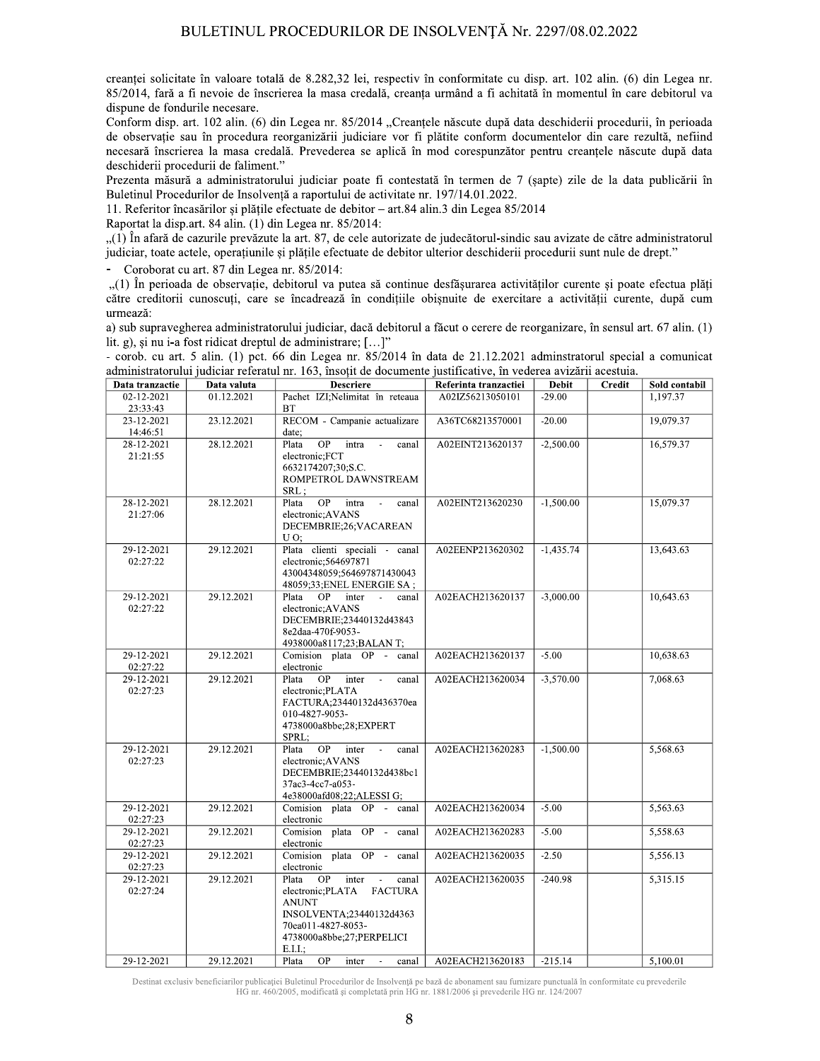creanței solicitate în valoare totală de 8.282,32 lei, respectiv în conformitate cu disp. art. 102 alin. (6) din Legea nr. 85/2014, fară a fi nevoie de înscrierea la masa credală, creanța urmând a fi achitată în momentul în care debitorul va dispune de fondurile necesare.

Conform disp. art. 102 alin. (6) din Legea nr. 85/2014 „Creanțele născute după data deschiderii procedurii, în perioada de observație sau în procedura reorganizării judiciare vor fi plătite conform documentelor din care rezultă, nefiind necesară înscrierea la masa credală. Prevederea se aplică în mod corespunzător pentru creanțele născute după data deschiderii procedurii de faliment."

Prezenta măsură a administratorului judiciar poate fi contestată în termen de 7 (șapte) zile de la data publicării în Buletinul Procedurilor de Insolvență a raportului de activitate nr. 197/14.01.2022.

11. Referitor încasărilor și plățile efectuate de debitor – art.84 alin.3 din Legea 85/2014

Raportat la disp.art. 84 alin. (1) din Legea nr. 85/2014:

„(1) În afară de cazurile prevăzute la art. 87, de cele autorizate de judecătorul-sindic sau avizate de către administratorul judiciar, toate actele, operațiunile și plățile efectuate de debitor ulterior deschiderii procedurii sunt nule de drept."

- Coroborat cu art. 87 din Legea nr. 85/2014:

„(1) În perioada de observație, debitorul va putea să continue desfășurarea activităților curente și poate efectua plăți către creditorii cunoscuți, care se încadrează în condițiile obișnuite de exercitare a activității curente, după cum urmează:

a) sub supravegherea administratorului judiciar, dacă debitorul a făcut o cerere de reorganizare, în sensul art. 67 alin. (1) lit. g), și nu i-a fost ridicat dreptul de administrare; [...]"

- corob. cu art. 5 alin. (1) pct. 66 din Legea nr. 85/2014 în data de 21.12.2021 adminstratorul special a comunicat administratorului judiciar referatul nr. 163, însoțit de documente justificative, în vederea avizării acesteia.

| Data tranzactie | Data valuta | Descriere | Referinta tranzactiei | Debit | Credit | Sold contabil |
|---|---|---|---|---|---|---|
| 02-12-2021 23:33:43 | 01.12.2021 | Pachet IZI;Nelimitat în reteaua BT | A02IZ56213050101 | -29.00 | | 1,197.37 |
| 23-12-2021 14:46:51 | 23.12.2021 | RECOM - Campanie actualizare date; | A36TC68213570001 | -20.00 | | 19,079.37 |
| 28-12-2021 21:21:55 | 28.12.2021 | Plata OP intra - canal electronic;FCT 6632174207;30;S.C. ROMPETROL DAWNSTREAM SRL; | A02EINT213620137 | -2,500.00 | | 16,579.37 |
| 28-12-2021 21:27:06 | 28.12.2021 | Plata OP intra - canal electronic;AVANS DECEMBRIE;26;VACAREAN U O; | A02EINT213620230 | -1,500.00 | | 15,079.37 |
| 29-12-2021 02:27:22 | 29.12.2021 | Plata clienti speciali - canal electronic;564697871 43004348059;564697871430043 48059;33;ENEL ENERGIE SA ; | A02EENP213620302 | -1,435.74 | | 13,643.63 |
| 29-12-2021 02:27:22 | 29.12.2021 | Plata OP inter - canal electronic;AVANS DECEMBRIE;23440132d43843 8e2daa-470f-9053-4938000a8117;23;BALAN T; | A02EACH213620137 | -3,000.00 | | 10,643.63 |
| 29-12-2021 02:27:22 | 29.12.2021 | Comision plata OP - canal electronic | A02EACH213620137 | -5.00 | | 10,638.63 |
| 29-12-2021 02:27:23 | 29.12.2021 | Plata OP inter - canal electronic;PLATA FACTURA;23440132d436370ea 010-4827-9053-4738000a8bbe;28;EXPERT SPRL; | A02EACH213620034 | -3,570.00 | | 7,068.63 |
| 29-12-2021 02:27:23 | 29.12.2021 | Plata OP inter - canal electronic;AVANS DECEMBRIE;23440132d438bc1 37ac3-4cc7-a053-4e38000afd08;22;ALESSI G; | A02EACH213620283 | -1,500.00 | | 5,568.63 |
| 29-12-2021 02:27:23 | 29.12.2021 | Comision plata OP - canal electronic | A02EACH213620034 | -5.00 | | 5,563.63 |
| 29-12-2021 02:27:23 | 29.12.2021 | Comision plata OP - canal electronic | A02EACH213620283 | -5.00 | | 5,558.63 |
| 29-12-2021 02:27:23 | 29.12.2021 | Comision plata OP - canal electronic | A02EACH213620035 | -2.50 | | 5,556.13 |
| 29-12-2021 02:27:24 | 29.12.2021 | Plata OP inter - canal electronic;PLATA FACTURA ANUNT INSOLVENTA;23440132d4363 70ea011-4827-8053-4738000a8bbe;27;PERPELICI E.I.I.; | A02EACH213620035 | -240.98 | | 5,315.15 |
| 29-12-2021 | 29.12.2021 | Plata OP inter - canal | A02EACH213620183 | -215.14 | | 5,100.01 |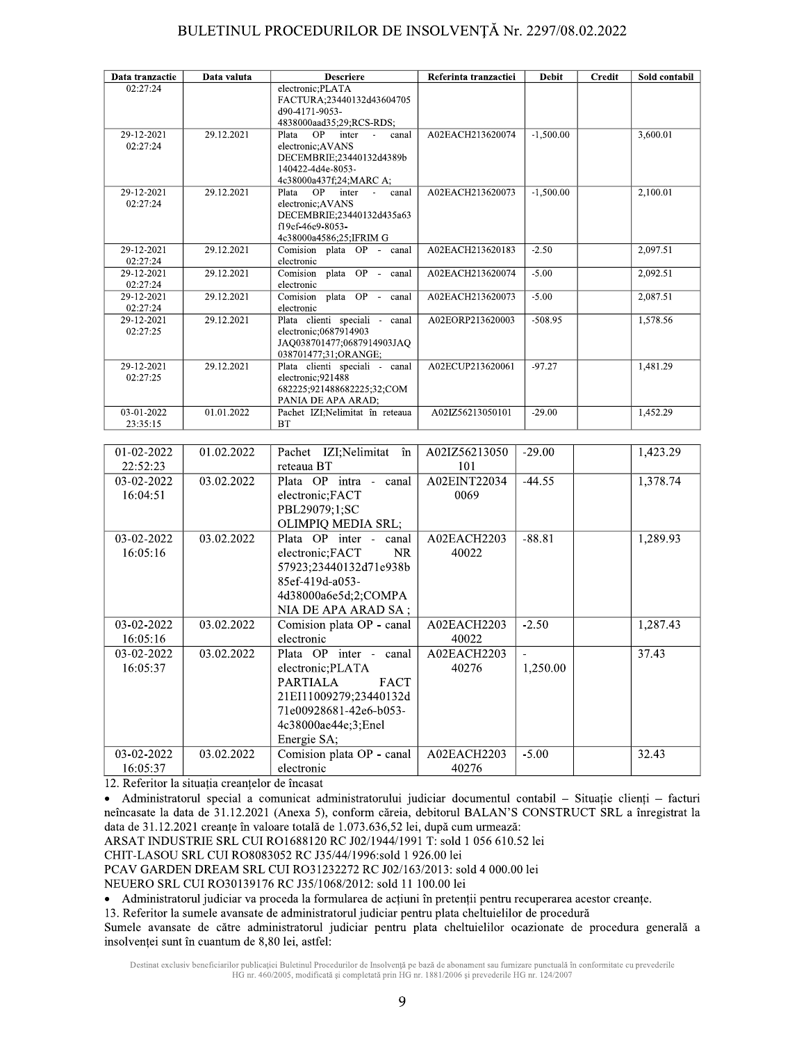| Data tranzactie | Data valuta | Descriere | Referinta tranzactiei | Debit | Credit | Sold contabil |
|---|---|---|---|---|---|---|
| 02:27:24 | | electronic;PLATA FACTURA;23440132d43604705d90-4171-9053-4838000aad35;29;RCS-RDS; | | | | |
| 29-12-2021 02:27:24 | 29.12.2021 | Plata OP inter - canal electronic;AVANS DECEMBRIE;23440132d4389b140422-4d4e-8053-4c38000a437f;24;MARC A; | A02EACH213620074 | -1,500.00 | | 3,600.01 |
| 29-12-2021 02:27:24 | 29.12.2021 | Plata OP inter - canal electronic;AVANS DECEMBRIE;23440132d435a63f19cf-46e9-8053-4c38000a4586;25;IFRIM G | A02EACH213620073 | -1,500.00 | | 2,100.01 |
| 29-12-2021 02:27:24 | 29.12.2021 | Comision plata OP - canal electronic | A02EACH213620183 | -2.50 | | 2,097.51 |
| 29-12-2021 02:27:24 | 29.12.2021 | Comision plata OP - canal electronic | A02EACH213620074 | -5.00 | | 2,092.51 |
| 29-12-2021 02:27:24 | 29.12.2021 | Comision plata OP - canal electronic | A02EACH213620073 | -5.00 | | 2,087.51 |
| 29-12-2021 02:27:25 | 29.12.2021 | Plata clienti speciali - canal electronic;0687914903 JAQ038701477;0687914903JAQ038701477;31;ORANGE; | A02EORP213620003 | -508.95 | | 1,578.56 |
| 29-12-2021 02:27:25 | 29.12.2021 | Plata clienti speciali - canal electronic;921488 682225;921488682225;32;COMPANIA DE APA ARAD; | A02ECUP213620061 | -97.27 | | 1,481.29 |
| 03-01-2022 23:35:15 | 01.01.2022 | Pachet IZI;Nelimitat în reteaua BT | A02IZ56213050101 | -29.00 | | 1,452.29 |
| 01-02-2022 22:52:23 | 01.02.2022 | Pachet IZI;Nelimitat în reteaua BT | A02IZ56213050101 | -29.00 | | 1,423.29 |
| 03-02-2022 16:04:51 | 03.02.2022 | Plata OP intra - canal electronic;FACT PBL29079;1;SC OLIMPIQ MEDIA SRL; | A02EINT220340069 | -44.55 | | 1,378.74 |
| 03-02-2022 16:05:16 | 03.02.2022 | Plata OP inter - canal electronic;FACT NR 57923;23440132d71e938b85ef-419d-a053-4d38000a6e5d;2;COMPANIA DE APA ARAD SA ; | A02EACH220340022 | -88.81 | | 1,289.93 |
| 03-02-2022 16:05:16 | 03.02.2022 | Comision plata OP - canal electronic | A02EACH220340022 | -2.50 | | 1,287.43 |
| 03-02-2022 16:05:37 | 03.02.2022 | Plata OP inter - canal electronic;PLATA PARTIALA FACT 21EI11009279;23440132d71e00928681-42e6-b053-4c38000ae44e;3;Enel Energie SA; | A02EACH220340276 | -1,250.00 | | 37.43 |
| 03-02-2022 16:05:37 | 03.02.2022 | Comision plata OP - canal electronic | A02EACH220340276 | -5.00 | | 32.43 |

12. Referitor la situația creanțelor de încasat

- Administratorul special a comunicat administratorului judiciar documentul contabil – Situație clienți – facturi neîncasate la data de 31.12.2021 (Anexa 5), conform căreia, debitorul BALAN'S CONSTRUCT SRL a înregistrat la data de 31.12.2021 creanțe în valoare totală de 1.073.636,52 lei, după cum urmează:

ARSAT INDUSTRIE SRL CUI RO1688120 RC J02/1944/1991 T: sold 1 056 610.52 lei

CHIT-LASOU SRL CUI RO8083052 RC J35/44/1996:sold 1 926.00 lei

PCAV GARDEN DREAM SRL CUI RO31232272 RC J02/163/2013: sold 4 000.00 lei

NEUERO SRL CUI RO30139176 RC J35/1068/2012: sold 11 100.00 lei

- Administratorul judiciar va proceda la formularea de acțiuni în pretenții pentru recuperarea acestor creanțe.

13. Referitor la sumele avansate de administratorul judiciar pentru plata cheltuielilor de procedură

Sumele avansate de către administratorul judiciar pentru plata cheltuielilor ocazionate de procedura generală a insolvenței sunt în cuantum de 8,80 lei, astfel: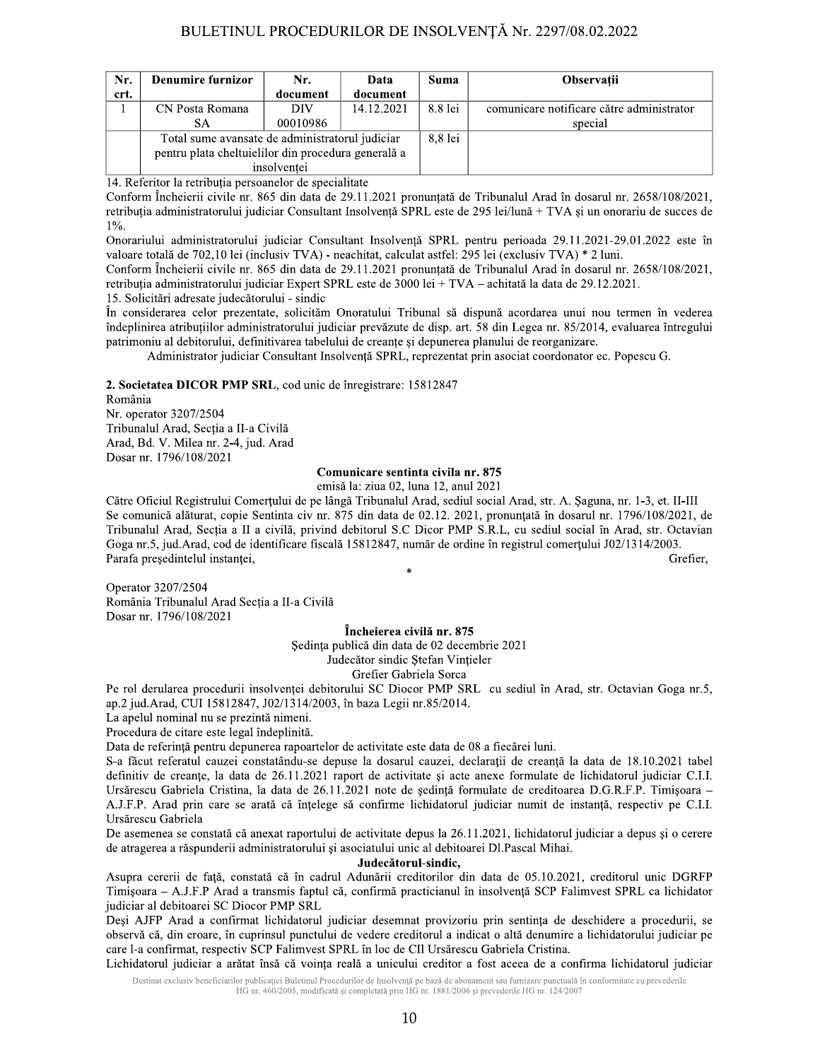| Nr. crt. | Denumire furnizor | Nr. document | Data document | Suma | Observații |
|---|---|---|---|---|---|
| 1 | CN Posta Romana SA | DIV 00010986 | 14.12.2021 | 8.8 lei | comunicare notificare către administrator special |
| | Total sume avansate de administratorul judiciar pentru plata cheltuielilor din procedura generală a insolvenței | | | 8,8 lei | |

14. Referitor la retribuția persoanelor de specialitate

Conform Încheierii civile nr. 865 din data de 29.11.2021 pronunțată de Tribunalul Arad în dosarul nr. 2658/108/2021, retribuția administratorului judiciar Consultant Insolvență SPRL este de 295 lei/lună + TVA și un onorariu de succes de 1%.

Onorariului administratorului judiciar Consultant Insolvență SPRL pentru perioada 29.11.2021-29.01.2022 este în valoare totală de 702,10 lei (inclusiv TVA) - neachitat, calculat astfel: 295 lei (exclusiv TVA) * 2 luni.

Conform Încheierii civile nr. 865 din data de 29.11.2021 pronunțată de Tribunalul Arad în dosarul nr. 2658/108/2021, retribuția administratorului judiciar Expert SPRL este de 3000 lei + TVA – achitată la data de 29.12.2021.

15. Solicitări adresate judecătorului - sindic

În considerarea celor prezentate, solicităm Onoratului Tribunal să dispună acordarea unui nou termen în vederea îndeplinirea atribuțiilor administratorului judiciar prevăzute de disp. art. 58 din Legea nr. 85/2014, evaluarea întregului patrimoniu al debitorului, definitivarea tabelului de creanțe și depunerea planului de reorganizare.

Administrator judiciar Consultant Insolvență SPRL, reprezentat prin asociat coordonator ec. Popescu G.

**2. Societatea DICOR PMP SRL**, cod unic de înregistrare: 15812847

România
Nr. operator 3207/2504
Tribunalul Arad, Secția a II-a Civilă
Arad, Bd. V. Milea nr. 2-4, jud. Arad
Dosar nr. 1796/108/2021

**Comunicare sentinta civila nr. 875**

emisă la: ziua 02, luna 12, anul 2021

Către Oficiul Registrului Comerțului de pe lângă Tribunalul Arad, sediul social Arad, str. A. Șaguna, nr. 1-3, et. II-III

Se comunică alăturat, copie Sentinta civ nr. 875 din data de 02.12. 2021, pronunțată în dosarul nr. 1796/108/2021, de Tribunalul Arad, Secția a II a civilă, privind debitorul S.C Dicor PMP S.R.L, cu sediul social în Arad, str. Octavian Goga nr.5, jud.Arad, cod de identificare fiscală 15812847, număr de ordine în registrul comerțului J02/1314/2003.

Parafa președintelui instanței, Grefier,

*

Operator 3207/2504
România Tribunalul Arad Secția a II-a Civilă
Dosar nr. 1796/108/2021

**Încheierea civilă nr. 875**

Ședința publică din data de 02 decembrie 2021

Judecător sindic Ștefan Vințieler

Grefier Gabriela Sorca

Pe rol derularea procedurii insolvenței debitorului SC Diocor PMP SRL cu sediul în Arad, str. Octavian Goga nr.5, ap.2 jud.Arad, CUI 15812847, J02/1314/2003, în baza Legii nr.85/2014.

La apelul nominal nu se prezintă nimeni.

Procedura de citare este legal îndeplinită.

Data de referință pentru depunerea rapoartelor de activitate este data de 08 a fiecărei luni.

S-a făcut referatul cauzei constatându-se depuse la dosarul cauzei, declarații de creanță la data de 18.10.2021 tabel definitiv de creanțe, la data de 26.11.2021 raport de activitate și acte anexe formulate de lichidatorul judiciar C.I.I. Ursărescu Gabriela Cristina, la data de 26.11.2021 note de ședință formulate de creditoarea D.G.R.F.P. Timișoara – A.J.F.P. Arad prin care se arată că înțelege să confirme lichidatorul judiciar numit de instanță, respectiv pe C.I.I. Ursărescu Gabriela

De asemenea se constată că anexat raportului de activitate depus la 26.11.2021, lichidatorul judiciar a depus și o cerere de atragerea a răspunderii administratorului și asociatului unic al debitoarei Dl.Pascal Mihai.

**Judecătorul-sindic,**

Asupra cererii de față, constată că în cadrul Adunării creditorilor din data de 05.10.2021, creditorul unic DGRFP Timișoara – A.J.F.P Arad a transmis faptul că, confirmă practicianul în insolvență SCP Falimvest SPRL ca lichidator judiciar al debitoarei SC Diocor PMP SRL

Deși AJFP Arad a confirmat lichidatorul judiciar desemnat provizoriu prin sentința de deschidere a procedurii, se observă că, din eroare, în cuprinsul punctului de vedere creditorul a indicat o altă denumire a lichidatorului judiciar pe care l-a confirmat, respectiv SCP Falimvest SPRL în loc de CII Ursărescu Gabriela Cristina.

Lichidatorul judiciar a arătat însă că voința reală a unicului creditor a fost aceea de a confirma lichidatorul judiciar